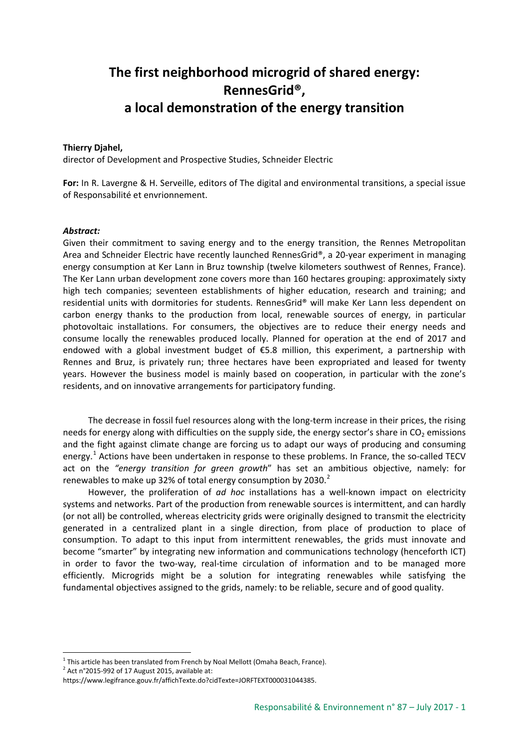# The first neighborhood microgrid of shared energy: RennesGrid®, a local demonstration of the energy transition

**Thierry Djahel,**
director of Development and Prospective Studies, Schneider Electric

**For:** In R. Lavergne & H. Serveille, editors of The digital and environmental transitions, a special issue of Responsabilité et envrionnement.

***Abstract:***

Given their commitment to saving energy and to the energy transition, the Rennes Metropolitan Area and Schneider Electric have recently launched RennesGrid®, a 20-year experiment in managing energy consumption at Ker Lann in Bruz township (twelve kilometers southwest of Rennes, France). The Ker Lann urban development zone covers more than 160 hectares grouping: approximately sixty high tech companies; seventeen establishments of higher education, research and training; and residential units with dormitories for students. RennesGrid® will make Ker Lann less dependent on carbon energy thanks to the production from local, renewable sources of energy, in particular photovoltaic installations. For consumers, the objectives are to reduce their energy needs and consume locally the renewables produced locally. Planned for operation at the end of 2017 and endowed with a global investment budget of €5.8 million, this experiment, a partnership with Rennes and Bruz, is privately run; three hectares have been expropriated and leased for twenty years. However the business model is mainly based on cooperation, in particular with the zone's residents, and on innovative arrangements for participatory funding.

The decrease in fossil fuel resources along with the long-term increase in their prices, the rising needs for energy along with difficulties on the supply side, the energy sector's share in $CO_2$ emissions and the fight against climate change are forcing us to adapt our ways of producing and consuming energy.[1] Actions have been undertaken in response to these problems. In France, the so-called TECV act on the *"energy transition for green growth*" has set an ambitious objective, namely: for renewables to make up 32% of total energy consumption by 2030.[2]

However, the proliferation of *ad hoc* installations has a well-known impact on electricity systems and networks. Part of the production from renewable sources is intermittent, and can hardly (or not all) be controlled, whereas electricity grids were originally designed to transmit the electricity generated in a centralized plant in a single direction, from place of production to place of consumption. To adapt to this input from intermittent renewables, the grids must innovate and become "smarter" by integrating new information and communications technology (henceforth ICT) in order to favor the two-way, real-time circulation of information and to be managed more efficiently. Microgrids might be a solution for integrating renewables while satisfying the fundamental objectives assigned to the grids, namely: to be reliable, secure and of good quality.

---

[1] This article has been translated from French by Noal Mellott (Omaha Beach, France).

[2] Act n°2015-992 of 17 August 2015, available at: https://www.legifrance.gouv.fr/affichTexte.do?cidTexte=JORFTEXT000031044385.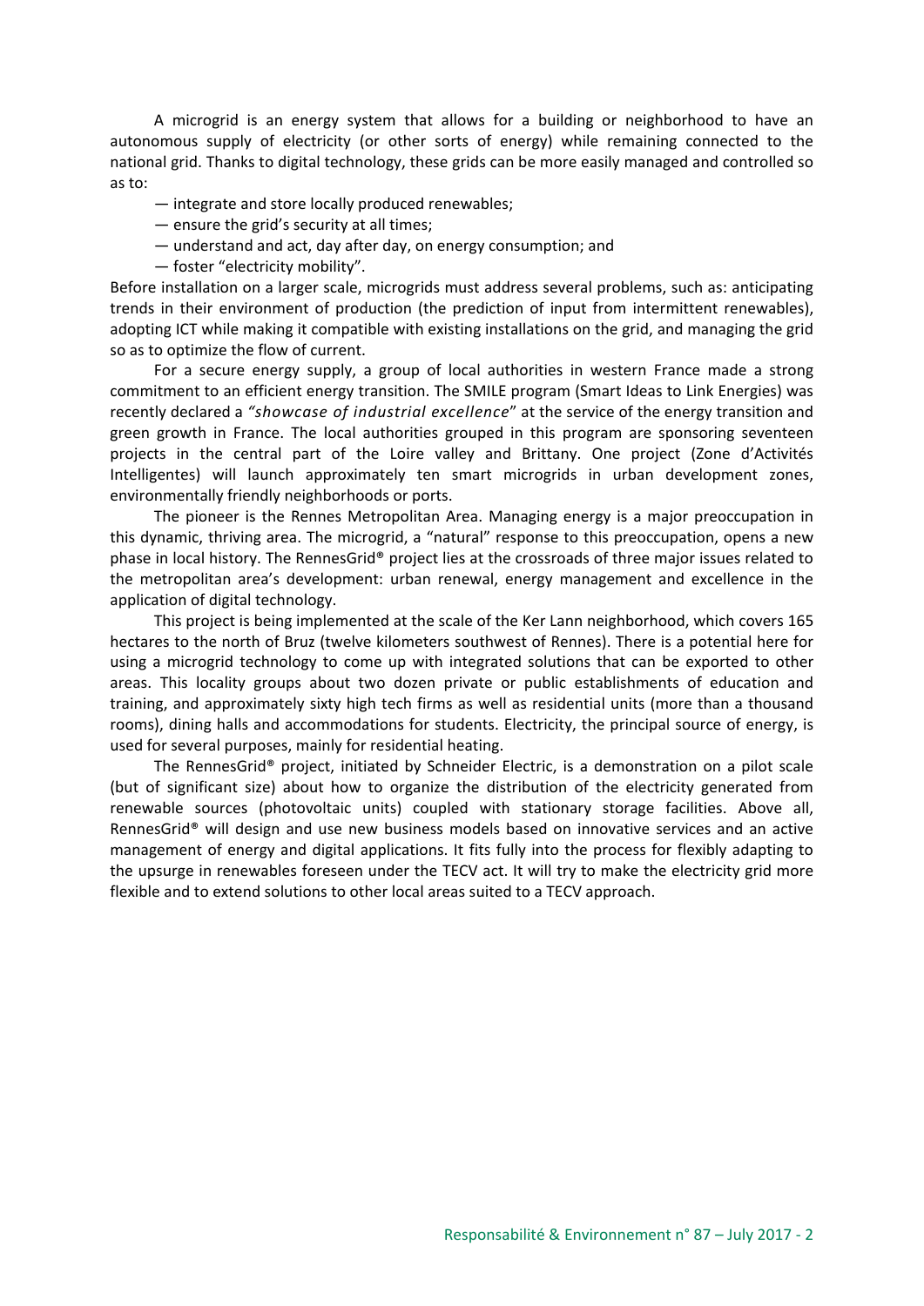A microgrid is an energy system that allows for a building or neighborhood to have an autonomous supply of electricity (or other sorts of energy) while remaining connected to the national grid. Thanks to digital technology, these grids can be more easily managed and controlled so as to:

— integrate and store locally produced renewables;
— ensure the grid's security at all times;
— understand and act, day after day, on energy consumption; and
— foster "electricity mobility".

Before installation on a larger scale, microgrids must address several problems, such as: anticipating trends in their environment of production (the prediction of input from intermittent renewables), adopting ICT while making it compatible with existing installations on the grid, and managing the grid so as to optimize the flow of current.

For a secure energy supply, a group of local authorities in western France made a strong commitment to an efficient energy transition. The SMILE program (Smart Ideas to Link Energies) was recently declared a *"showcase of industrial excellence*" at the service of the energy transition and green growth in France. The local authorities grouped in this program are sponsoring seventeen projects in the central part of the Loire valley and Brittany. One project (Zone d'Activités Intelligentes) will launch approximately ten smart microgrids in urban development zones, environmentally friendly neighborhoods or ports.

The pioneer is the Rennes Metropolitan Area. Managing energy is a major preoccupation in this dynamic, thriving area. The microgrid, a "natural" response to this preoccupation, opens a new phase in local history. The RennesGrid® project lies at the crossroads of three major issues related to the metropolitan area's development: urban renewal, energy management and excellence in the application of digital technology.

This project is being implemented at the scale of the Ker Lann neighborhood, which covers 165 hectares to the north of Bruz (twelve kilometers southwest of Rennes). There is a potential here for using a microgrid technology to come up with integrated solutions that can be exported to other areas. This locality groups about two dozen private or public establishments of education and training, and approximately sixty high tech firms as well as residential units (more than a thousand rooms), dining halls and accommodations for students. Electricity, the principal source of energy, is used for several purposes, mainly for residential heating.

The RennesGrid® project, initiated by Schneider Electric, is a demonstration on a pilot scale (but of significant size) about how to organize the distribution of the electricity generated from renewable sources (photovoltaic units) coupled with stationary storage facilities. Above all, RennesGrid® will design and use new business models based on innovative services and an active management of energy and digital applications. It fits fully into the process for flexibly adapting to the upsurge in renewables foreseen under the TECV act. It will try to make the electricity grid more flexible and to extend solutions to other local areas suited to a TECV approach.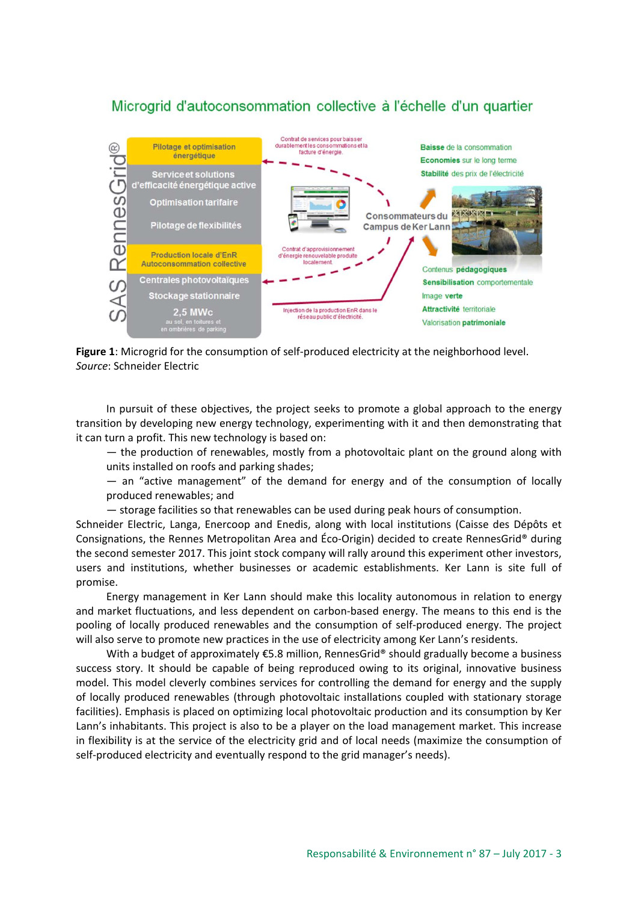**Figure 1**: Microgrid for the consumption of self-produced electricity at the neighborhood level.
*Source*: Schneider Electric

In pursuit of these objectives, the project seeks to promote a global approach to the energy transition by developing new energy technology, experimenting with it and then demonstrating that it can turn a profit. This new technology is based on:

— the production of renewables, mostly from a photovoltaic plant on the ground along with units installed on roofs and parking shades;

— an "active management" of the demand for energy and of the consumption of locally produced renewables; and

— storage facilities so that renewables can be used during peak hours of consumption.

Schneider Electric, Langa, Enercoop and Enedis, along with local institutions (Caisse des Dépôts et Consignations, the Rennes Metropolitan Area and Éco-Origin) decided to create RennesGrid® during the second semester 2017. This joint stock company will rally around this experiment other investors, users and institutions, whether businesses or academic establishments. Ker Lann is site full of promise.

Energy management in Ker Lann should make this locality autonomous in relation to energy and market fluctuations, and less dependent on carbon-based energy. The means to this end is the pooling of locally produced renewables and the consumption of self-produced energy. The project will also serve to promote new practices in the use of electricity among Ker Lann's residents.

With a budget of approximately €5.8 million, RennesGrid® should gradually become a business success story. It should be capable of being reproduced owing to its original, innovative business model. This model cleverly combines services for controlling the demand for energy and the supply of locally produced renewables (through photovoltaic installations coupled with stationary storage facilities). Emphasis is placed on optimizing local photovoltaic production and its consumption by Ker Lann's inhabitants. This project is also to be a player on the load management market. This increase in flexibility is at the service of the electricity grid and of local needs (maximize the consumption of self-produced electricity and eventually respond to the grid manager's needs).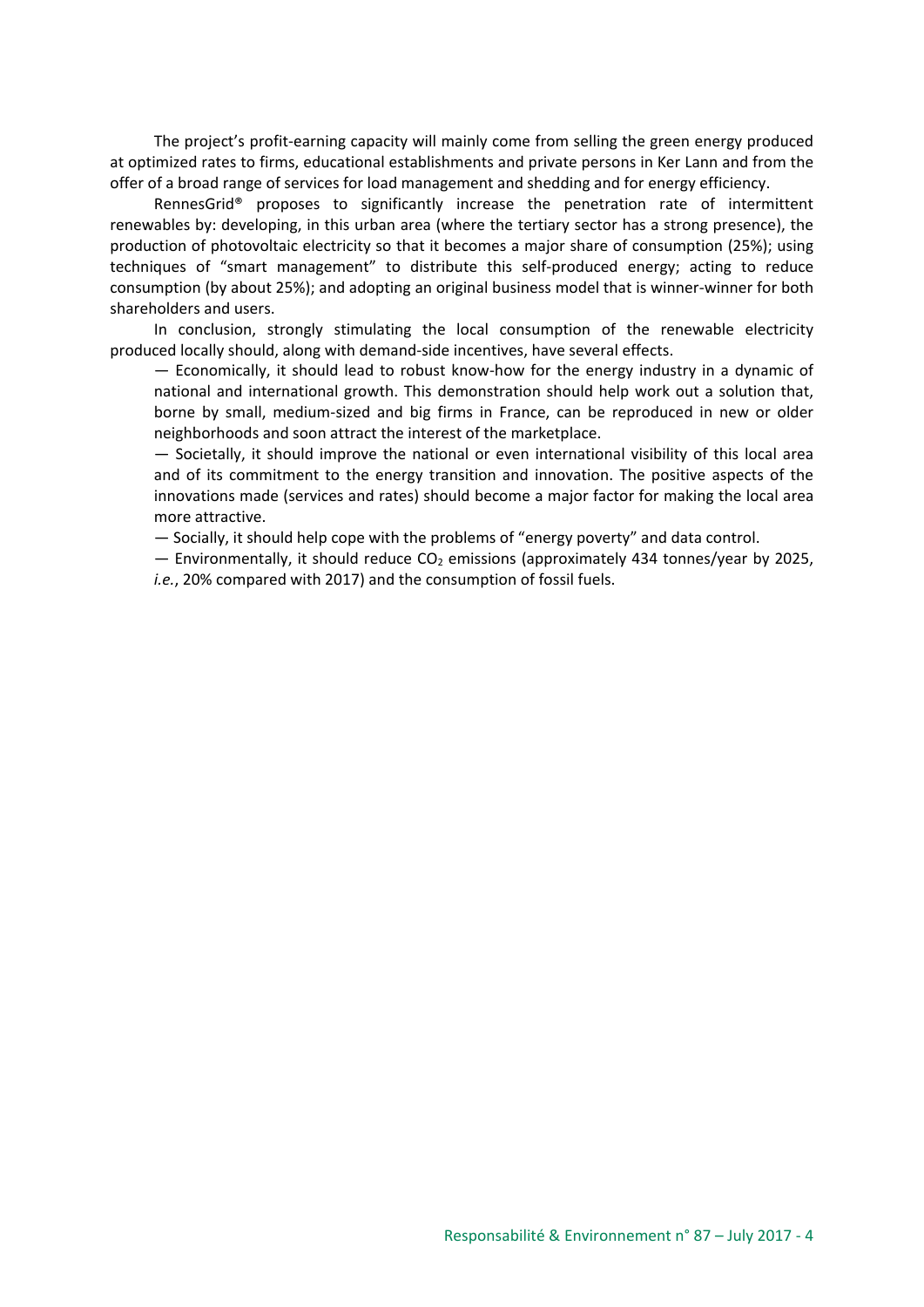The project's profit-earning capacity will mainly come from selling the green energy produced at optimized rates to firms, educational establishments and private persons in Ker Lann and from the offer of a broad range of services for load management and shedding and for energy efficiency.

RennesGrid® proposes to significantly increase the penetration rate of intermittent renewables by: developing, in this urban area (where the tertiary sector has a strong presence), the production of photovoltaic electricity so that it becomes a major share of consumption (25%); using techniques of "smart management" to distribute this self-produced energy; acting to reduce consumption (by about 25%); and adopting an original business model that is winner-winner for both shareholders and users.

In conclusion, strongly stimulating the local consumption of the renewable electricity produced locally should, along with demand-side incentives, have several effects.

— Economically, it should lead to robust know-how for the energy industry in a dynamic of national and international growth. This demonstration should help work out a solution that, borne by small, medium-sized and big firms in France, can be reproduced in new or older neighborhoods and soon attract the interest of the marketplace.

— Societally, it should improve the national or even international visibility of this local area and of its commitment to the energy transition and innovation. The positive aspects of the innovations made (services and rates) should become a major factor for making the local area more attractive.

— Socially, it should help cope with the problems of "energy poverty" and data control.

— Environmentally, it should reduce $CO_2$ emissions (approximately 434 tonnes/year by 2025, *i.e.*, 20% compared with 2017) and the consumption of fossil fuels.